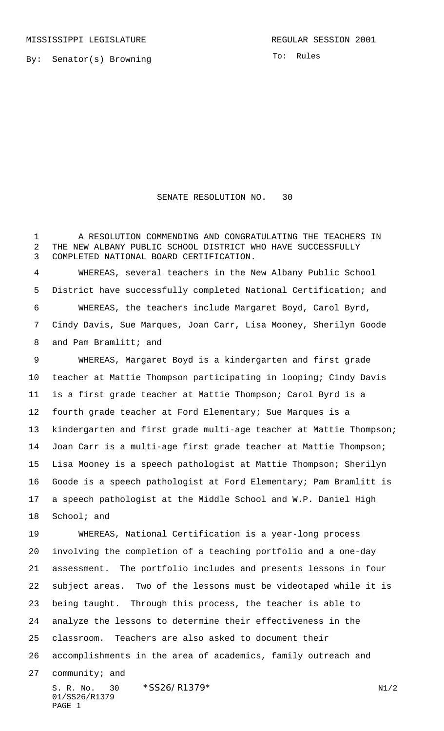MISSISSIPPI LEGISLATURE REGULAR SESSION 2001

By: Senator(s) Browning

To: Rules

# SENATE RESOLUTION NO. 30

A RESOLUTION COMMENDING AND CONGRATULATING THE TEACHERS IN THE NEW ALBANY PUBLIC SCHOOL DISTRICT WHO HAVE SUCCESSFULLY COMPLETED NATIONAL BOARD CERTIFICATION.

WHEREAS, several teachers in the New Albany Public School District have successfully completed National Certification; and

WHEREAS, the teachers include Margaret Boyd, Carol Byrd, Cindy Davis, Sue Marques, Joan Carr, Lisa Mooney, Sherilyn Goode and Pam Bramlitt; and

WHEREAS, Margaret Boyd is a kindergarten and first grade teacher at Mattie Thompson participating in looping; Cindy Davis is a first grade teacher at Mattie Thompson; Carol Byrd is a fourth grade teacher at Ford Elementary; Sue Marques is a kindergarten and first grade multi-age teacher at Mattie Thompson; Joan Carr is a multi-age first grade teacher at Mattie Thompson; Lisa Mooney is a speech pathologist at Mattie Thompson; Sherilyn Goode is a speech pathologist at Ford Elementary; Pam Bramlitt is a speech pathologist at the Middle School and W.P. Daniel High School; and

WHEREAS, National Certification is a year-long process involving the completion of a teaching portfolio and a one-day assessment. The portfolio includes and presents lessons in four subject areas. Two of the lessons must be videotaped while it is being taught. Through this process, the teacher is able to analyze the lessons to determine their effectiveness in the classroom. Teachers are also asked to document their accomplishments in the area of academics, family outreach and community; and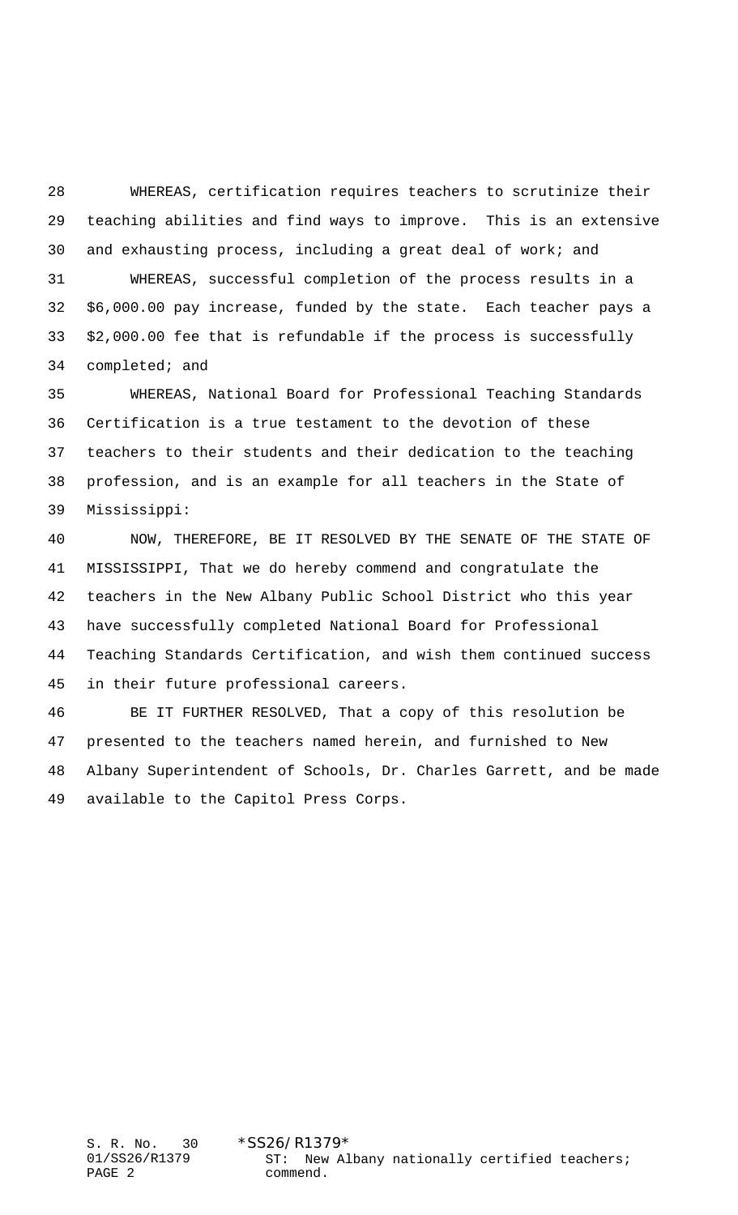WHEREAS, certification requires teachers to scrutinize their teaching abilities and find ways to improve. This is an extensive and exhausting process, including a great deal of work; and

WHEREAS, successful completion of the process results in a $6,000.00 pay increase, funded by the state. Each teacher pays a $2,000.00 fee that is refundable if the process is successfully completed; and

WHEREAS, National Board for Professional Teaching Standards Certification is a true testament to the devotion of these teachers to their students and their dedication to the teaching profession, and is an example for all teachers in the State of Mississippi:

NOW, THEREFORE, BE IT RESOLVED BY THE SENATE OF THE STATE OF MISSISSIPPI, That we do hereby commend and congratulate the teachers in the New Albany Public School District who this year have successfully completed National Board for Professional Teaching Standards Certification, and wish them continued success in their future professional careers.

BE IT FURTHER RESOLVED, That a copy of this resolution be presented to the teachers named herein, and furnished to New Albany Superintendent of Schools, Dr. Charles Garrett, and be made available to the Capitol Press Corps.

ST: New Albany nationally certified teachers; commend.